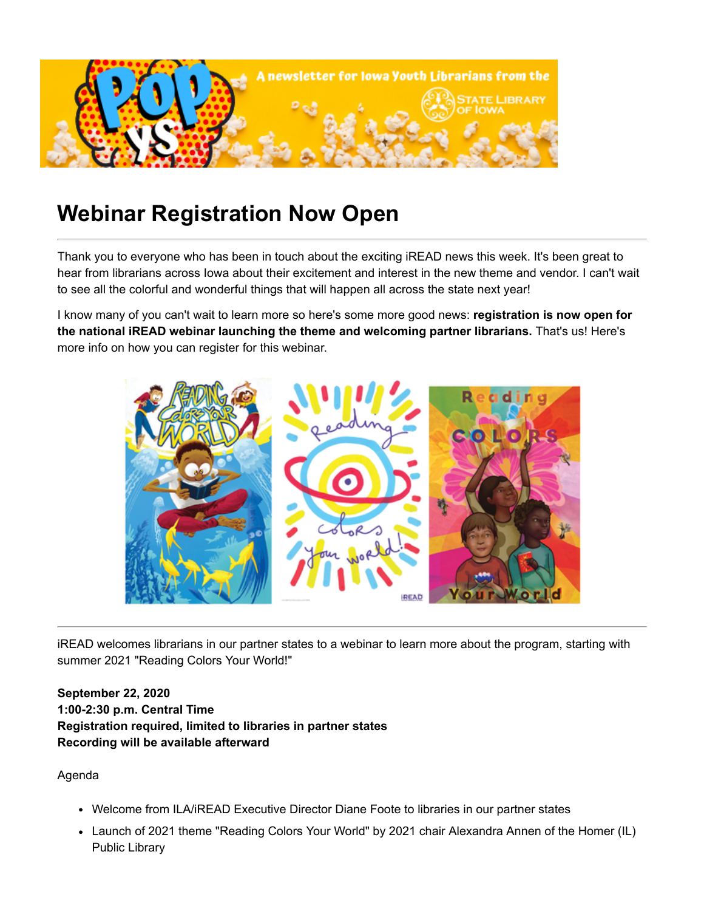# Webinar Registration Now Open

---

Thank you to everyone who has been in touch about the exciting iREAD news this week. It's been great to hear from librarians across Iowa about their excitement and interest in the new theme and vendor. I can't wait to see all the colorful and wonderful things that will happen all across the state next year!

I know many of you can't wait to learn more so here's some more good news: **registration is now open for the national iREAD webinar launching the theme and welcoming partner librarians.** That's us! Here's more info on how you can register for this webinar.

---

iREAD welcomes librarians in our partner states to a webinar to learn more about the program, starting with summer 2021 "Reading Colors Your World!"

**September 22, 2020**
**1:00-2:30 p.m. Central Time**
**Registration required, limited to libraries in partner states**
**Recording will be available afterward**

Agenda

- Welcome from ILA/iREAD Executive Director Diane Foote to libraries in our partner states
- Launch of 2021 theme "Reading Colors Your World" by 2021 chair Alexandra Annen of the Homer (IL) Public Library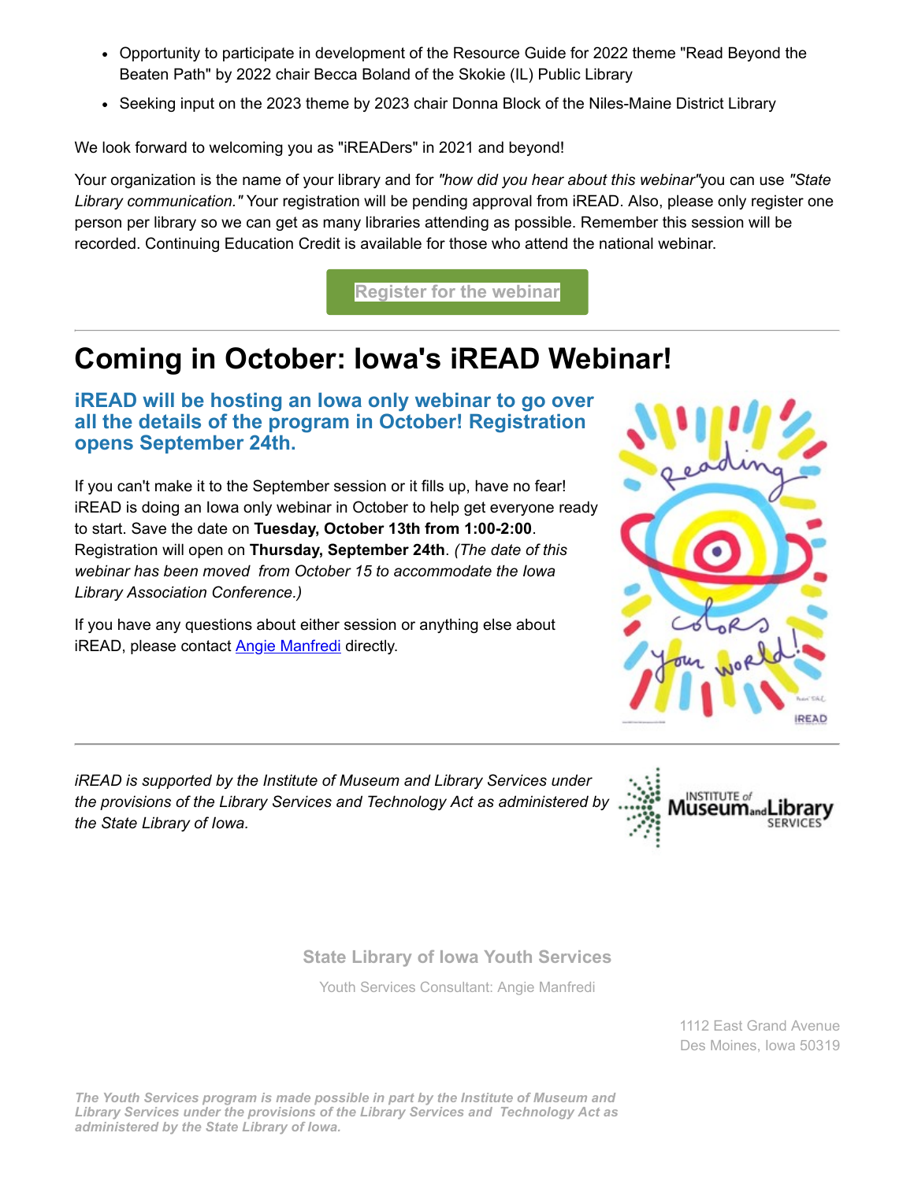- Opportunity to participate in development of the Resource Guide for 2022 theme "Read Beyond the Beaten Path" by 2022 chair Becca Boland of the Skokie (IL) Public Library
- Seeking input on the 2023 theme by 2023 chair Donna Block of the Niles-Maine District Library

We look forward to welcoming you as "iREADers" in 2021 and beyond!

Your organization is the name of your library and for *"how did you hear about this webinar"* you can use *"State Library communication."* Your registration will be pending approval from iREAD. Also, please only register one person per library so we can get as many libraries attending as possible. Remember this session will be recorded. Continuing Education Credit is available for those who attend the national webinar.

Register for the webinar

# Coming in October: Iowa's iREAD Webinar!

### iREAD will be hosting an Iowa only webinar to go over all the details of the program in October! Registration opens September 24th.

If you can't make it to the September session or it fills up, have no fear! iREAD is doing an Iowa only webinar in October to help get everyone ready to start. Save the date on **Tuesday, October 13th from 1:00-2:00**. Registration will open on **Thursday, September 24th**. *(The date of this webinar has been moved from October 15 to accommodate the Iowa Library Association Conference.)*

If you have any questions about either session or anything else about iREAD, please contact Angie Manfredi directly.

*iREAD is supported by the Institute of Museum and Library Services under the provisions of the Library Services and Technology Act as administered by the State Library of Iowa.*

**State Library of Iowa Youth Services**

Youth Services Consultant: Angie Manfredi

1112 East Grand Avenue
Des Moines, Iowa 50319

***The Youth Services program is made possible in part by the Institute of Museum and Library Services under the provisions of the Library Services and Technology Act as administered by the State Library of Iowa.***